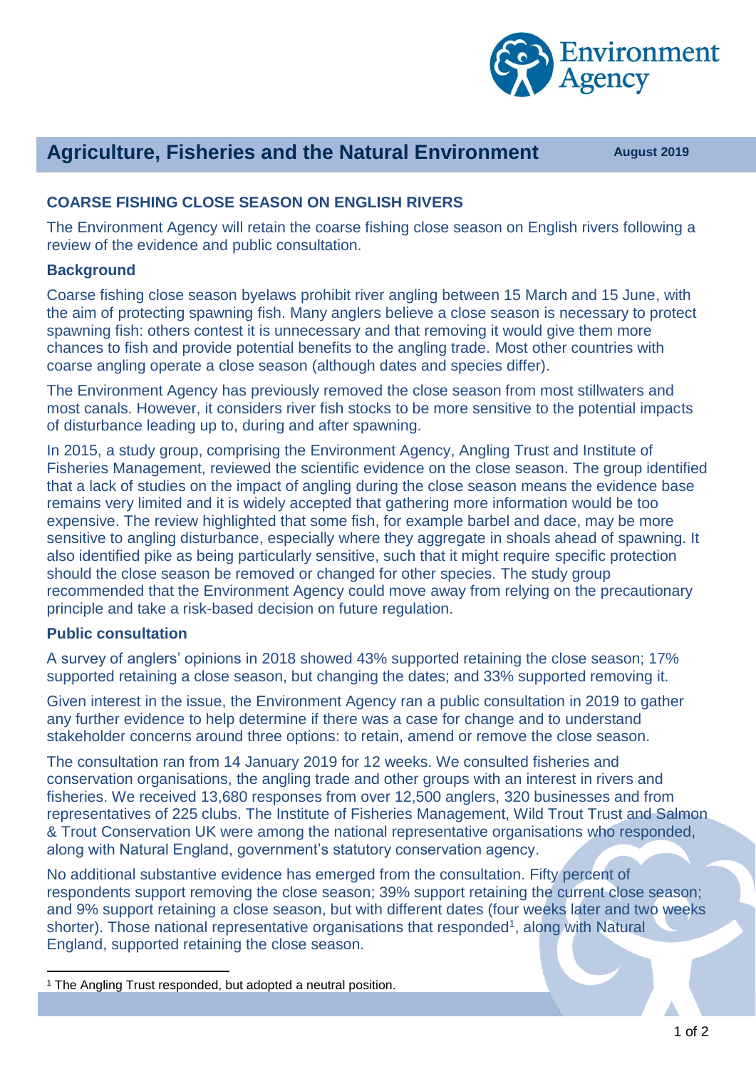# Agriculture, Fisheries and the Natural Environment

August 2019

## COARSE FISHING CLOSE SEASON ON ENGLISH RIVERS

The Environment Agency will retain the coarse fishing close season on English rivers following a review of the evidence and public consultation.

### Background

Coarse fishing close season byelaws prohibit river angling between 15 March and 15 June, with the aim of protecting spawning fish. Many anglers believe a close season is necessary to protect spawning fish: others contest it is unnecessary and that removing it would give them more chances to fish and provide potential benefits to the angling trade. Most other countries with coarse angling operate a close season (although dates and species differ).

The Environment Agency has previously removed the close season from most stillwaters and most canals. However, it considers river fish stocks to be more sensitive to the potential impacts of disturbance leading up to, during and after spawning.

In 2015, a study group, comprising the Environment Agency, Angling Trust and Institute of Fisheries Management, reviewed the scientific evidence on the close season. The group identified that a lack of studies on the impact of angling during the close season means the evidence base remains very limited and it is widely accepted that gathering more information would be too expensive. The review highlighted that some fish, for example barbel and dace, may be more sensitive to angling disturbance, especially where they aggregate in shoals ahead of spawning. It also identified pike as being particularly sensitive, such that it might require specific protection should the close season be removed or changed for other species. The study group recommended that the Environment Agency could move away from relying on the precautionary principle and take a risk-based decision on future regulation.

### Public consultation

A survey of anglers' opinions in 2018 showed 43% supported retaining the close season; 17% supported retaining a close season, but changing the dates; and 33% supported removing it.

Given interest in the issue, the Environment Agency ran a public consultation in 2019 to gather any further evidence to help determine if there was a case for change and to understand stakeholder concerns around three options: to retain, amend or remove the close season.

The consultation ran from 14 January 2019 for 12 weeks. We consulted fisheries and conservation organisations, the angling trade and other groups with an interest in rivers and fisheries. We received 13,680 responses from over 12,500 anglers, 320 businesses and from representatives of 225 clubs. The Institute of Fisheries Management, Wild Trout Trust and Salmon & Trout Conservation UK were among the national representative organisations who responded, along with Natural England, government's statutory conservation agency.

No additional substantive evidence has emerged from the consultation. Fifty percent of respondents support removing the close season; 39% support retaining the current close season; and 9% support retaining a close season, but with different dates (four weeks later and two weeks shorter). Those national representative organisations that responded[1], along with Natural England, supported retaining the close season.

[1] The Angling Trust responded, but adopted a neutral position.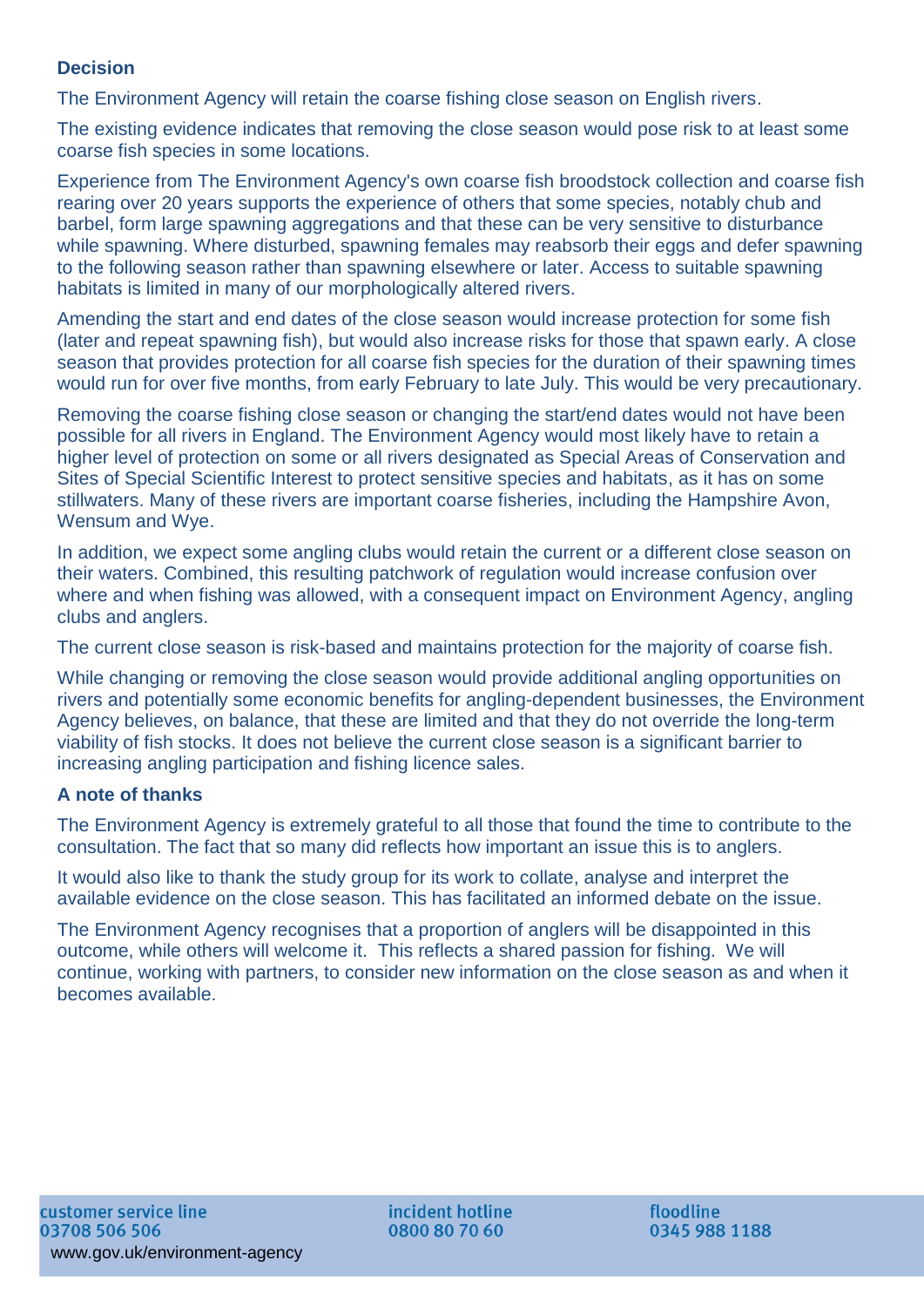## Decision

The Environment Agency will retain the coarse fishing close season on English rivers.

The existing evidence indicates that removing the close season would pose risk to at least some coarse fish species in some locations.

Experience from The Environment Agency's own coarse fish broodstock collection and coarse fish rearing over 20 years supports the experience of others that some species, notably chub and barbel, form large spawning aggregations and that these can be very sensitive to disturbance while spawning. Where disturbed, spawning females may reabsorb their eggs and defer spawning to the following season rather than spawning elsewhere or later. Access to suitable spawning habitats is limited in many of our morphologically altered rivers.

Amending the start and end dates of the close season would increase protection for some fish (later and repeat spawning fish), but would also increase risks for those that spawn early. A close season that provides protection for all coarse fish species for the duration of their spawning times would run for over five months, from early February to late July. This would be very precautionary.

Removing the coarse fishing close season or changing the start/end dates would not have been possible for all rivers in England. The Environment Agency would most likely have to retain a higher level of protection on some or all rivers designated as Special Areas of Conservation and Sites of Special Scientific Interest to protect sensitive species and habitats, as it has on some stillwaters. Many of these rivers are important coarse fisheries, including the Hampshire Avon, Wensum and Wye.

In addition, we expect some angling clubs would retain the current or a different close season on their waters. Combined, this resulting patchwork of regulation would increase confusion over where and when fishing was allowed, with a consequent impact on Environment Agency, angling clubs and anglers.

The current close season is risk-based and maintains protection for the majority of coarse fish.

While changing or removing the close season would provide additional angling opportunities on rivers and potentially some economic benefits for angling-dependent businesses, the Environment Agency believes, on balance, that these are limited and that they do not override the long-term viability of fish stocks. It does not believe the current close season is a significant barrier to increasing angling participation and fishing licence sales.

## A note of thanks

The Environment Agency is extremely grateful to all those that found the time to contribute to the consultation. The fact that so many did reflects how important an issue this is to anglers.

It would also like to thank the study group for its work to collate, analyse and interpret the available evidence on the close season. This has facilitated an informed debate on the issue.

The Environment Agency recognises that a proportion of anglers will be disappointed in this outcome, while others will welcome it. This reflects a shared passion for fishing. We will continue, working with partners, to consider new information on the close season as and when it becomes available.

customer service line
03708 506 506
www.gov.uk/environment-agency

incident hotline
0800 80 70 60

floodline
0345 988 1188